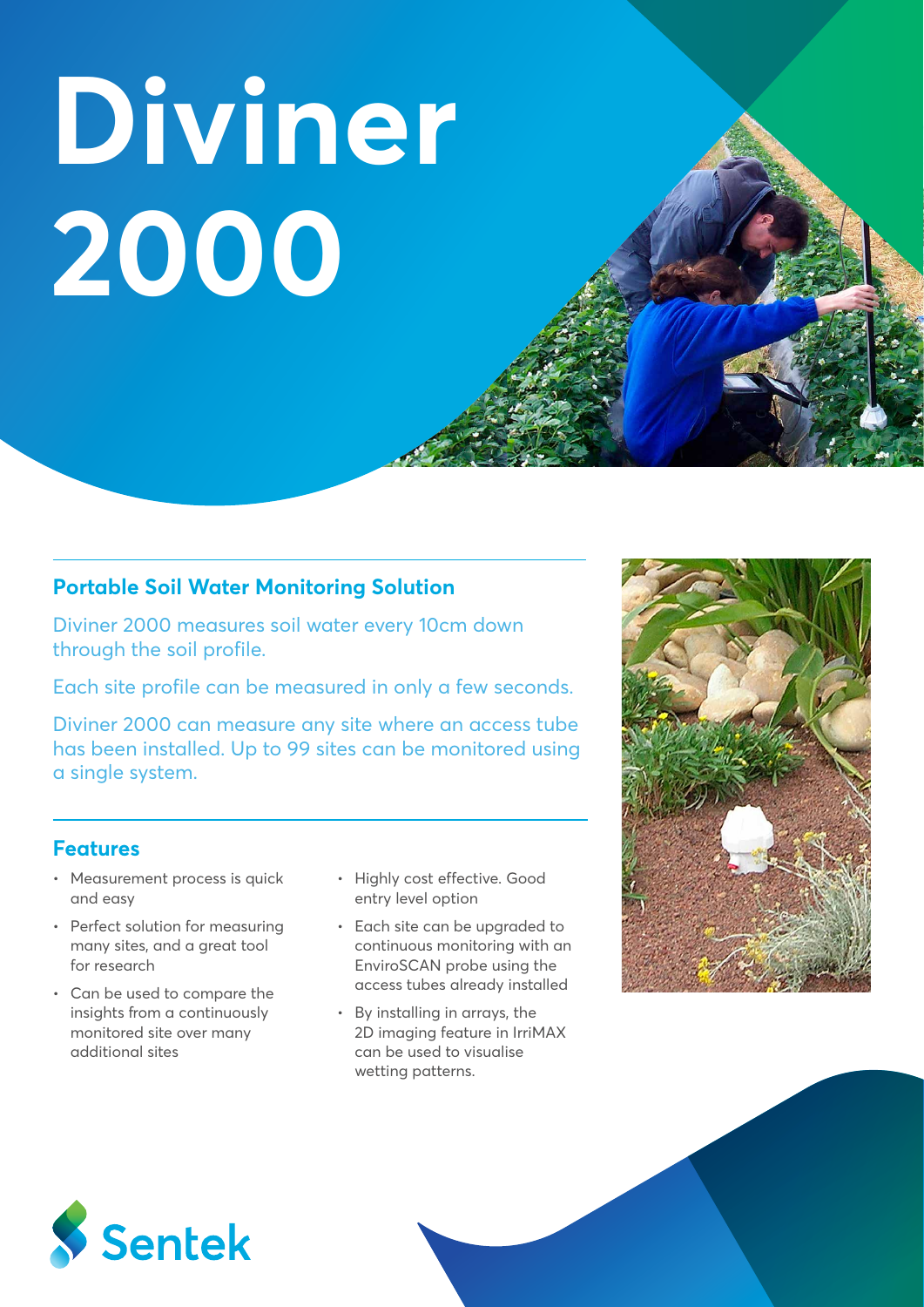# Diviner 2000

## Portable Soil Water Monitoring Solution

Diviner 2000 measures soil water every 10cm down through the soil profile.

Each site profile can be measured in only a few seconds.

Diviner 2000 can measure any site where an access tube has been installed. Up to 99 sites can be monitored using a single system.

## Features

- Measurement process is quick and easy
- Perfect solution for measuring many sites, and a great tool for research
- Can be used to compare the insights from a continuously monitored site over many additional sites
- Highly cost effective. Good entry level option
- Each site can be upgraded to continuous monitoring with an EnviroSCAN probe using the access tubes already installed
- By installing in arrays, the 2D imaging feature in IrriMAX can be used to visualise wetting patterns.

Sentek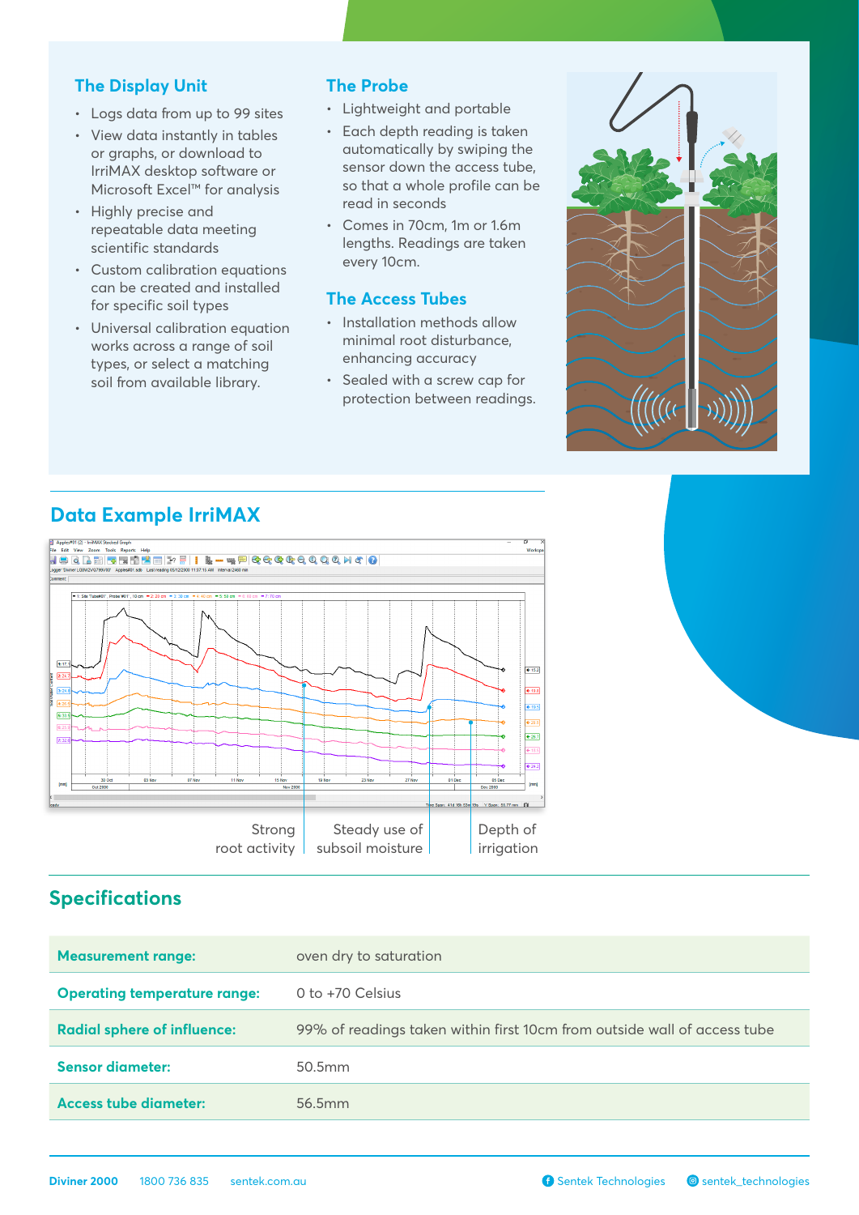## The Display Unit

- Logs data from up to 99 sites
- View data instantly in tables or graphs, or download to IrriMAX desktop software or Microsoft Excel™ for analysis
- Highly precise and repeatable data meeting scientific standards
- Custom calibration equations can be created and installed for specific soil types
- Universal calibration equation works across a range of soil types, or select a matching soil from available library.

## The Probe

- Lightweight and portable
- Each depth reading is taken automatically by swiping the sensor down the access tube, so that a whole profile can be read in seconds
- Comes in 70cm, 1m or 1.6m lengths. Readings are taken every 10cm.

## The Access Tubes

- Installation methods allow minimal root disturbance, enhancing accuracy
- Sealed with a screw cap for protection between readings.

## Data Example IrriMAX

Strong root activity

Steady use of subsoil moisture

Depth of irrigation

## Specifications

| | |
|---|---|
| **Measurement range:** | oven dry to saturation |
| **Operating temperature range:** | 0 to +70 Celsius |
| **Radial sphere of influence:** | 99% of readings taken within first 10cm from outside wall of access tube |
| **Sensor diameter:** | 50.5mm |
| **Access tube diameter:** | 56.5mm |

**Diviner 2000** 1800 736 835 sentek.com.au Sentek Technologies sentek_technologies